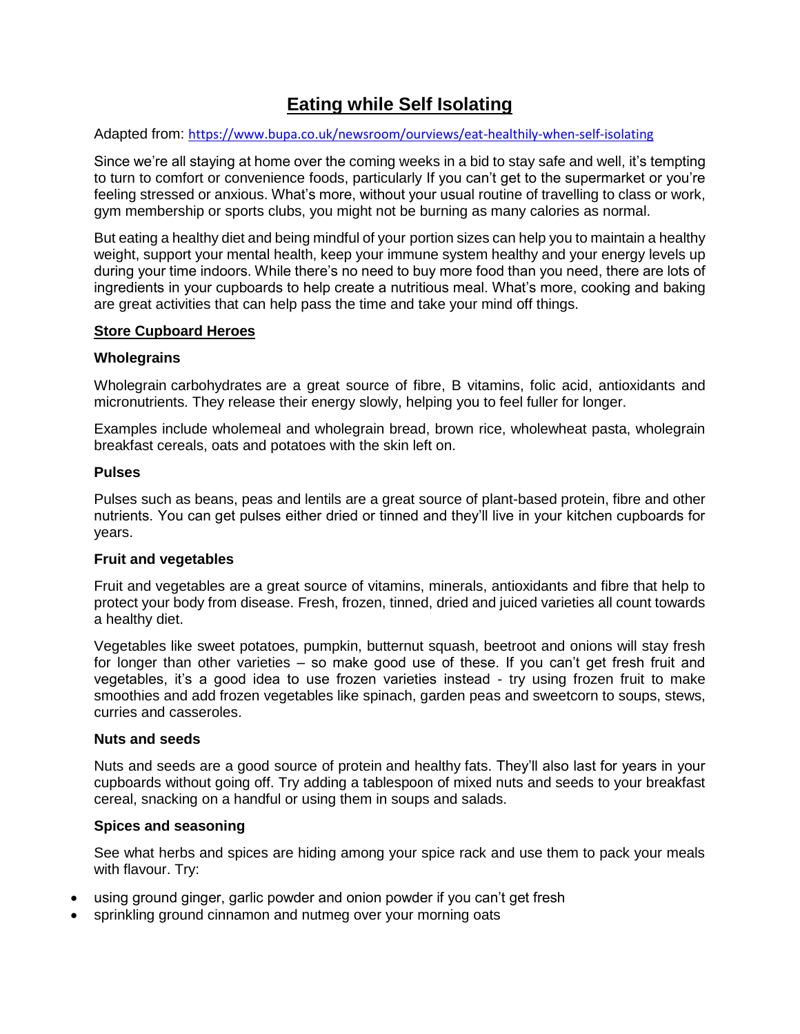# Eating while Self Isolating

Adapted from: https://www.bupa.co.uk/newsroom/ourviews/eat-healthily-when-self-isolating

Since we're all staying at home over the coming weeks in a bid to stay safe and well, it's tempting to turn to comfort or convenience foods, particularly If you can't get to the supermarket or you're feeling stressed or anxious. What's more, without your usual routine of travelling to class or work, gym membership or sports clubs, you might not be burning as many calories as normal.

But eating a healthy diet and being mindful of your portion sizes can help you to maintain a healthy weight, support your mental health, keep your immune system healthy and your energy levels up during your time indoors. While there's no need to buy more food than you need, there are lots of ingredients in your cupboards to help create a nutritious meal. What's more, cooking and baking are great activities that can help pass the time and take your mind off things.

## Store Cupboard Heroes

### Wholegrains

Wholegrain carbohydrates are a great source of fibre, B vitamins, folic acid, antioxidants and micronutrients. They release their energy slowly, helping you to feel fuller for longer.

Examples include wholemeal and wholegrain bread, brown rice, wholewheat pasta, wholegrain breakfast cereals, oats and potatoes with the skin left on.

### Pulses

Pulses such as beans, peas and lentils are a great source of plant-based protein, fibre and other nutrients. You can get pulses either dried or tinned and they'll live in your kitchen cupboards for years.

### Fruit and vegetables

Fruit and vegetables are a great source of vitamins, minerals, antioxidants and fibre that help to protect your body from disease. Fresh, frozen, tinned, dried and juiced varieties all count towards a healthy diet.

Vegetables like sweet potatoes, pumpkin, butternut squash, beetroot and onions will stay fresh for longer than other varieties – so make good use of these. If you can't get fresh fruit and vegetables, it's a good idea to use frozen varieties instead - try using frozen fruit to make smoothies and add frozen vegetables like spinach, garden peas and sweetcorn to soups, stews, curries and casseroles.

### Nuts and seeds

Nuts and seeds are a good source of protein and healthy fats. They'll also last for years in your cupboards without going off. Try adding a tablespoon of mixed nuts and seeds to your breakfast cereal, snacking on a handful or using them in soups and salads.

### Spices and seasoning

See what herbs and spices are hiding among your spice rack and use them to pack your meals with flavour. Try:

- using ground ginger, garlic powder and onion powder if you can't get fresh
- sprinkling ground cinnamon and nutmeg over your morning oats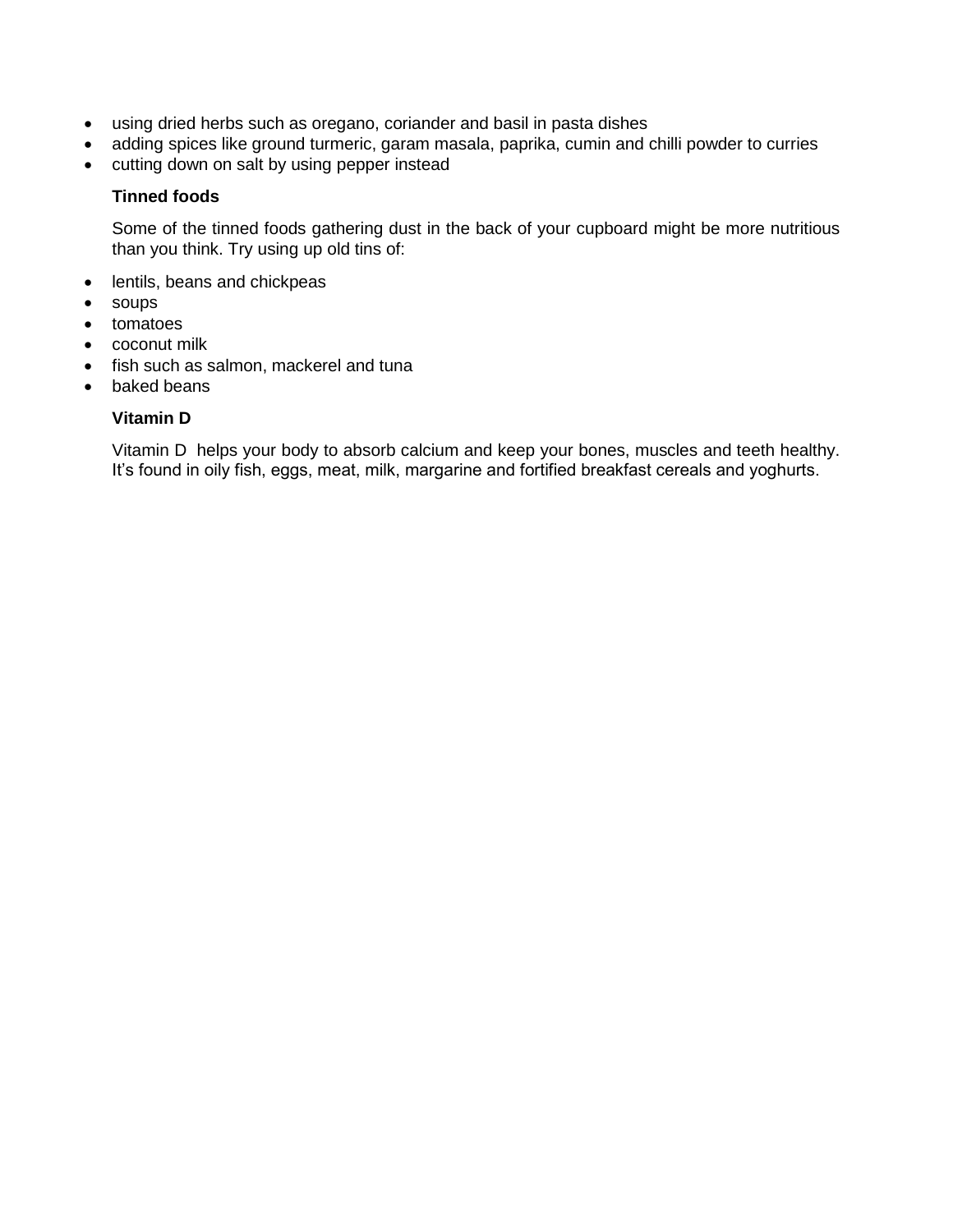- using dried herbs such as oregano, coriander and basil in pasta dishes
- adding spices like ground turmeric, garam masala, paprika, cumin and chilli powder to curries
- cutting down on salt by using pepper instead

**Tinned foods**

Some of the tinned foods gathering dust in the back of your cupboard might be more nutritious than you think. Try using up old tins of:

- lentils, beans and chickpeas
- soups
- tomatoes
- coconut milk
- fish such as salmon, mackerel and tuna
- baked beans

**Vitamin D**

Vitamin D helps your body to absorb calcium and keep your bones, muscles and teeth healthy. It's found in oily fish, eggs, meat, milk, margarine and fortified breakfast cereals and yoghurts.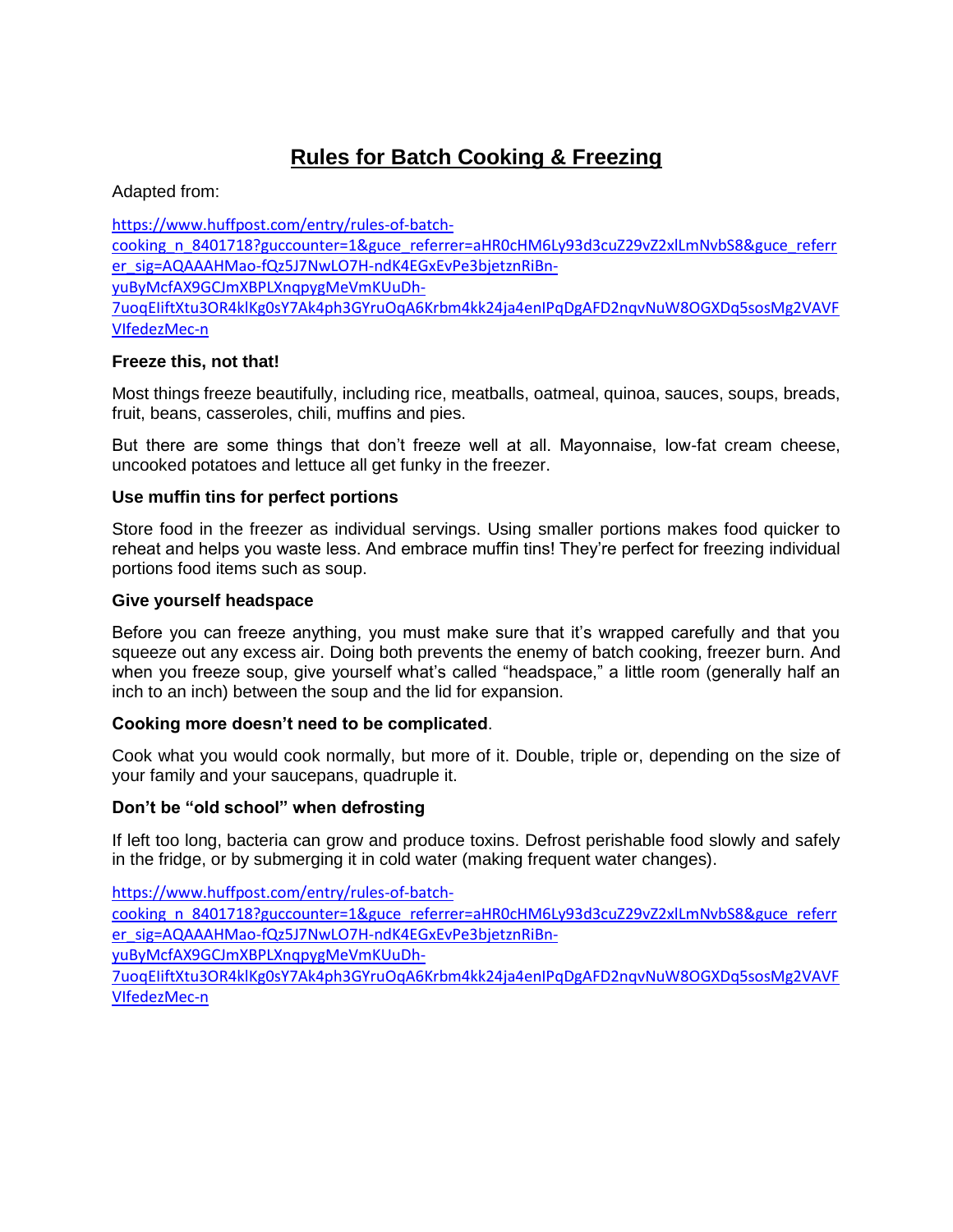# Rules for Batch Cooking & Freezing

Adapted from:

https://www.huffpost.com/entry/rules-of-batch-cooking_n_8401718?guccounter=1&guce_referrer=aHR0cHM6Ly93d3cuZ29vZ2xlLmNvbS8&guce_referrer_sig=AQAAAHMao-fQz5J7NwLO7H-ndK4EGxEvPe3bjetznRiBn-yuByMcfAX9GCJmXBPLXnqpygMeVmKUuDh-7uoqEIiftXtu3OR4klKg0sY7Ak4ph3GYruOqA6Krbm4kk24ja4enIPqDgAFD2nqvNuW8OGXDq5sosMg2VAVFVIfedezMec-n

**Freeze this, not that!**

Most things freeze beautifully, including rice, meatballs, oatmeal, quinoa, sauces, soups, breads, fruit, beans, casseroles, chili, muffins and pies.

But there are some things that don't freeze well at all. Mayonnaise, low-fat cream cheese, uncooked potatoes and lettuce all get funky in the freezer.

**Use muffin tins for perfect portions**

Store food in the freezer as individual servings. Using smaller portions makes food quicker to reheat and helps you waste less. And embrace muffin tins! They're perfect for freezing individual portions food items such as soup.

**Give yourself headspace**

Before you can freeze anything, you must make sure that it's wrapped carefully and that you squeeze out any excess air. Doing both prevents the enemy of batch cooking, freezer burn. And when you freeze soup, give yourself what's called "headspace," a little room (generally half an inch to an inch) between the soup and the lid for expansion.

**Cooking more doesn't need to be complicated**.

Cook what you would cook normally, but more of it. Double, triple or, depending on the size of your family and your saucepans, quadruple it.

**Don't be "old school" when defrosting**

If left too long, bacteria can grow and produce toxins. Defrost perishable food slowly and safely in the fridge, or by submerging it in cold water (making frequent water changes).

https://www.huffpost.com/entry/rules-of-batch-cooking_n_8401718?guccounter=1&guce_referrer=aHR0cHM6Ly93d3cuZ29vZ2xlLmNvbS8&guce_referrer_sig=AQAAAHMao-fQz5J7NwLO7H-ndK4EGxEvPe3bjetznRiBn-yuByMcfAX9GCJmXBPLXnqpygMeVmKUuDh-7uoqEIiftXtu3OR4klKg0sY7Ak4ph3GYruOqA6Krbm4kk24ja4enIPqDgAFD2nqvNuW8OGXDq5sosMg2VAVFVIfedezMec-n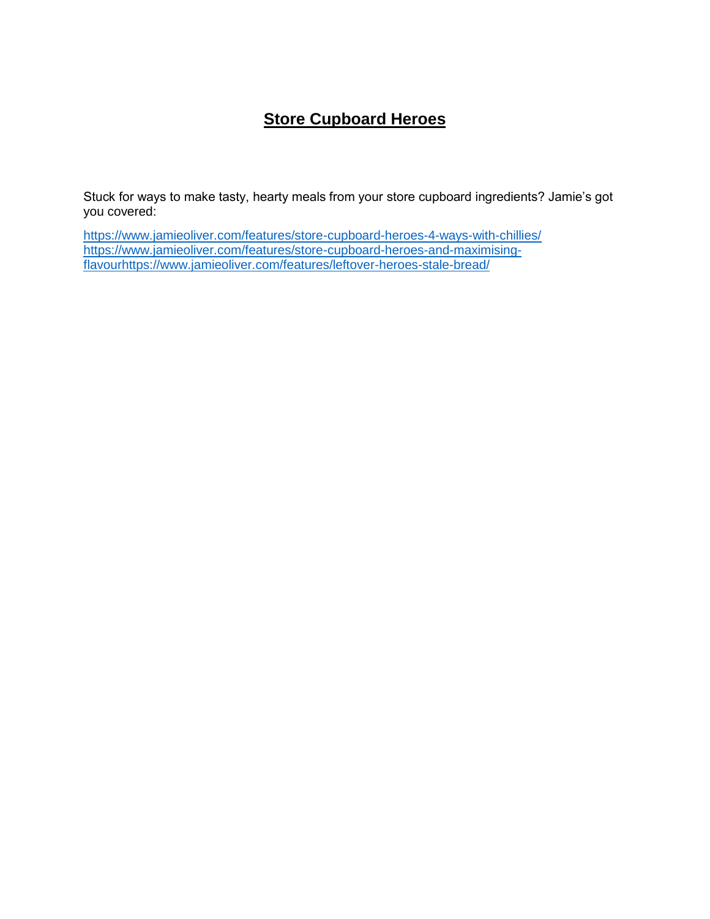# Store Cupboard Heroes

Stuck for ways to make tasty, hearty meals from your store cupboard ingredients? Jamie's got you covered:

https://www.jamieoliver.com/features/store-cupboard-heroes-4-ways-with-chillies/
https://www.jamieoliver.com/features/store-cupboard-heroes-and-maximising-flavourhttps://www.jamieoliver.com/features/leftover-heroes-stale-bread/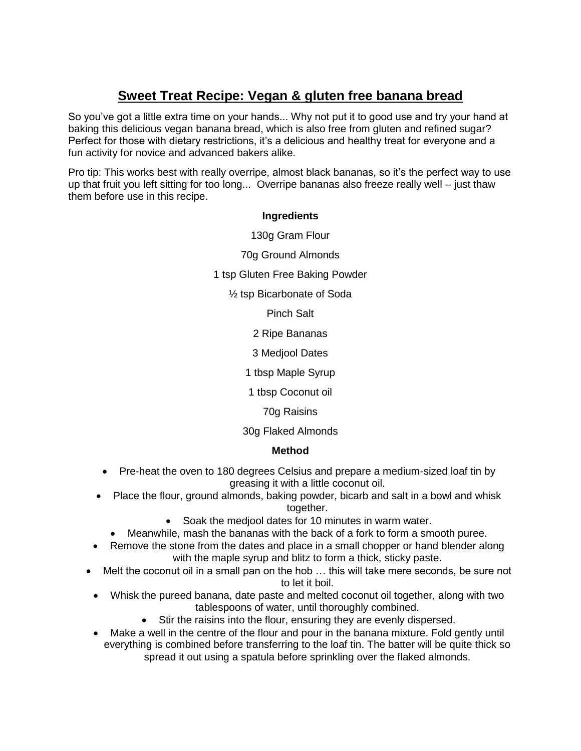## Sweet Treat Recipe: Vegan & gluten free banana bread

So you've got a little extra time on your hands... Why not put it to good use and try your hand at baking this delicious vegan banana bread, which is also free from gluten and refined sugar? Perfect for those with dietary restrictions, it's a delicious and healthy treat for everyone and a fun activity for novice and advanced bakers alike.

Pro tip: This works best with really overripe, almost black bananas, so it's the perfect way to use up that fruit you left sitting for too long... Overripe bananas also freeze really well – just thaw them before use in this recipe.

**Ingredients**

130g Gram Flour

70g Ground Almonds

1 tsp Gluten Free Baking Powder

½ tsp Bicarbonate of Soda

Pinch Salt

2 Ripe Bananas

3 Medjool Dates

1 tbsp Maple Syrup

1 tbsp Coconut oil

70g Raisins

30g Flaked Almonds

**Method**

- Pre-heat the oven to 180 degrees Celsius and prepare a medium-sized loaf tin by greasing it with a little coconut oil.
- Place the flour, ground almonds, baking powder, bicarb and salt in a bowl and whisk together.
- Soak the medjool dates for 10 minutes in warm water.
- Meanwhile, mash the bananas with the back of a fork to form a smooth puree.
- Remove the stone from the dates and place in a small chopper or hand blender along with the maple syrup and blitz to form a thick, sticky paste.
- Melt the coconut oil in a small pan on the hob … this will take mere seconds, be sure not to let it boil.
- Whisk the pureed banana, date paste and melted coconut oil together, along with two tablespoons of water, until thoroughly combined.
- Stir the raisins into the flour, ensuring they are evenly dispersed.
- Make a well in the centre of the flour and pour in the banana mixture. Fold gently until everything is combined before transferring to the loaf tin. The batter will be quite thick so spread it out using a spatula before sprinkling over the flaked almonds.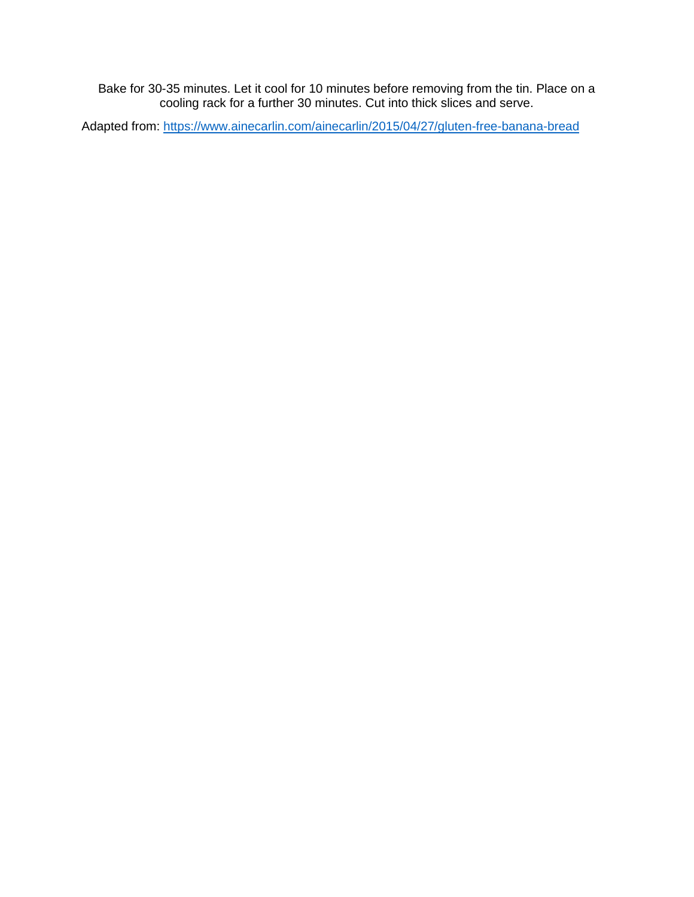Bake for 30-35 minutes. Let it cool for 10 minutes before removing from the tin. Place on a cooling rack for a further 30 minutes. Cut into thick slices and serve.

Adapted from: [https://www.ainecarlin.com/ainecarlin/2015/04/27/gluten-free-banana-bread](https://www.ainecarlin.com/ainecarlin/2015/04/27/gluten-free-banana-bread)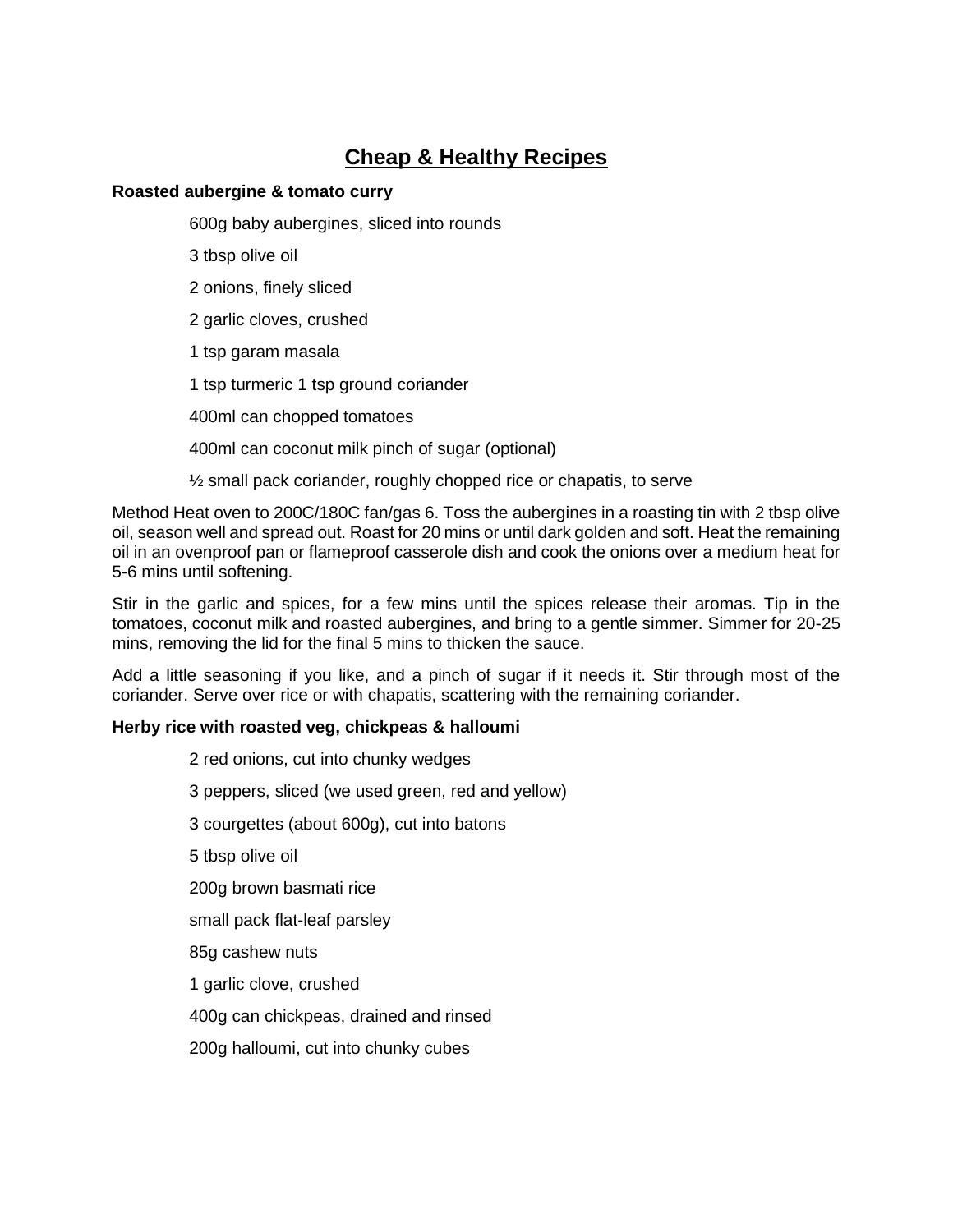# Cheap & Healthy Recipes

**Roasted aubergine & tomato curry**

600g baby aubergines, sliced into rounds

3 tbsp olive oil

2 onions, finely sliced

2 garlic cloves, crushed

1 tsp garam masala

1 tsp turmeric 1 tsp ground coriander

400ml can chopped tomatoes

400ml can coconut milk pinch of sugar (optional)

½ small pack coriander, roughly chopped rice or chapatis, to serve

Method Heat oven to 200C/180C fan/gas 6. Toss the aubergines in a roasting tin with 2 tbsp olive oil, season well and spread out. Roast for 20 mins or until dark golden and soft. Heat the remaining oil in an ovenproof pan or flameproof casserole dish and cook the onions over a medium heat for 5-6 mins until softening.

Stir in the garlic and spices, for a few mins until the spices release their aromas. Tip in the tomatoes, coconut milk and roasted aubergines, and bring to a gentle simmer. Simmer for 20-25 mins, removing the lid for the final 5 mins to thicken the sauce.

Add a little seasoning if you like, and a pinch of sugar if it needs it. Stir through most of the coriander. Serve over rice or with chapatis, scattering with the remaining coriander.

**Herby rice with roasted veg, chickpeas & halloumi**

2 red onions, cut into chunky wedges

3 peppers, sliced (we used green, red and yellow)

3 courgettes (about 600g), cut into batons

5 tbsp olive oil

200g brown basmati rice

small pack flat-leaf parsley

85g cashew nuts

1 garlic clove, crushed

400g can chickpeas, drained and rinsed

200g halloumi, cut into chunky cubes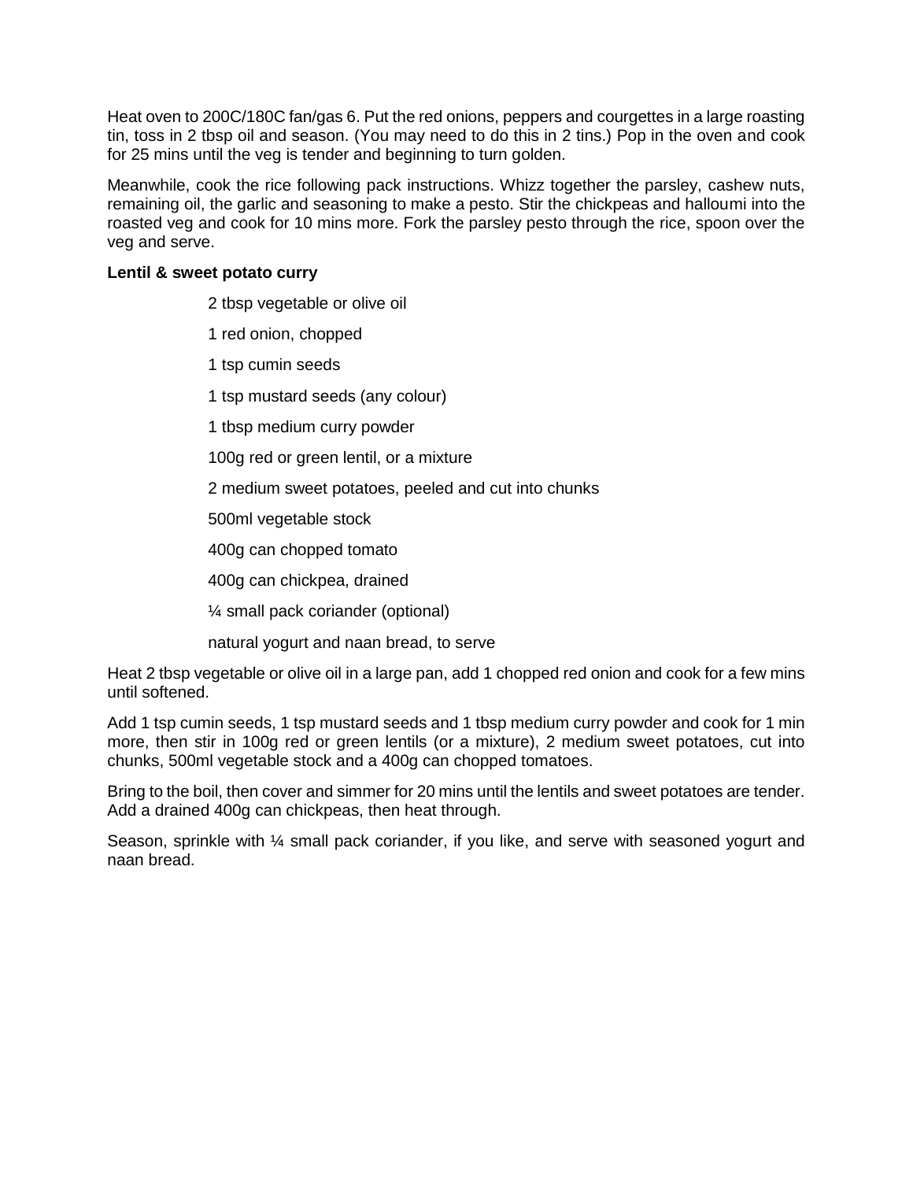Heat oven to 200C/180C fan/gas 6. Put the red onions, peppers and courgettes in a large roasting tin, toss in 2 tbsp oil and season. (You may need to do this in 2 tins.) Pop in the oven and cook for 25 mins until the veg is tender and beginning to turn golden.

Meanwhile, cook the rice following pack instructions. Whizz together the parsley, cashew nuts, remaining oil, the garlic and seasoning to make a pesto. Stir the chickpeas and halloumi into the roasted veg and cook for 10 mins more. Fork the parsley pesto through the rice, spoon over the veg and serve.

**Lentil & sweet potato curry**

- 2 tbsp vegetable or olive oil
- 1 red onion, chopped
- 1 tsp cumin seeds
- 1 tsp mustard seeds (any colour)
- 1 tbsp medium curry powder
- 100g red or green lentil, or a mixture
- 2 medium sweet potatoes, peeled and cut into chunks
- 500ml vegetable stock
- 400g can chopped tomato
- 400g can chickpea, drained
- ¼ small pack coriander (optional)
- natural yogurt and naan bread, to serve

Heat 2 tbsp vegetable or olive oil in a large pan, add 1 chopped red onion and cook for a few mins until softened.

Add 1 tsp cumin seeds, 1 tsp mustard seeds and 1 tbsp medium curry powder and cook for 1 min more, then stir in 100g red or green lentils (or a mixture), 2 medium sweet potatoes, cut into chunks, 500ml vegetable stock and a 400g can chopped tomatoes.

Bring to the boil, then cover and simmer for 20 mins until the lentils and sweet potatoes are tender. Add a drained 400g can chickpeas, then heat through.

Season, sprinkle with ¼ small pack coriander, if you like, and serve with seasoned yogurt and naan bread.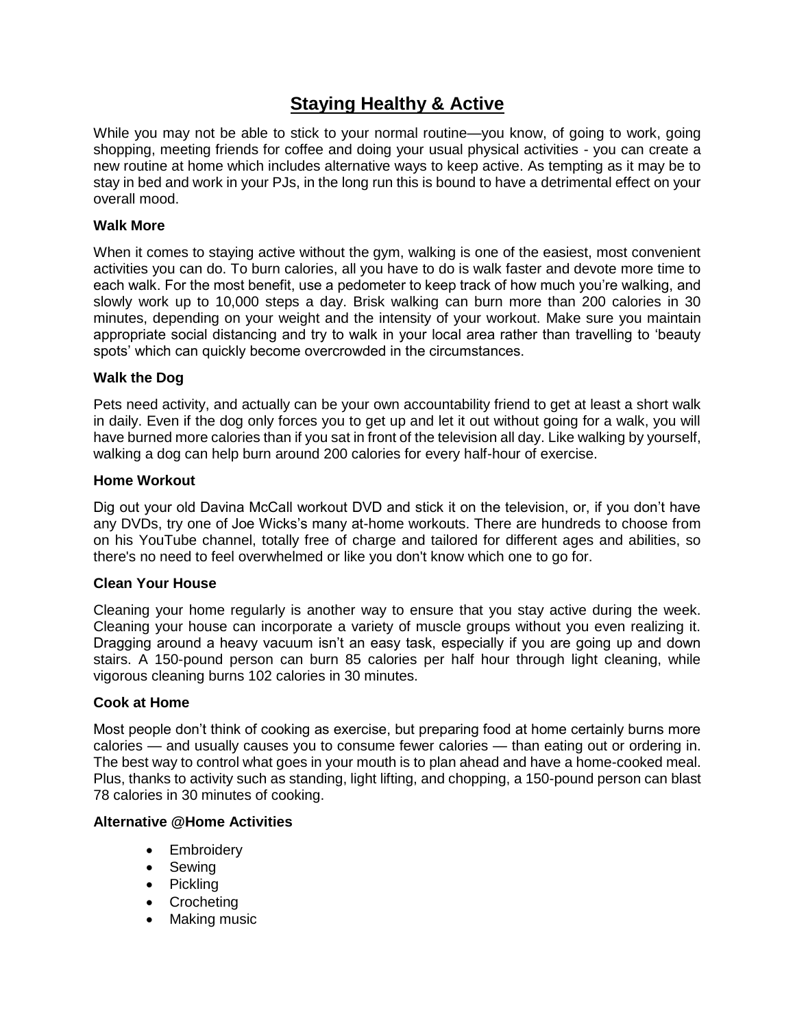# Staying Healthy & Active

While you may not be able to stick to your normal routine—you know, of going to work, going shopping, meeting friends for coffee and doing your usual physical activities - you can create a new routine at home which includes alternative ways to keep active. As tempting as it may be to stay in bed and work in your PJs, in the long run this is bound to have a detrimental effect on your overall mood.

**Walk More**

When it comes to staying active without the gym, walking is one of the easiest, most convenient activities you can do. To burn calories, all you have to do is walk faster and devote more time to each walk. For the most benefit, use a pedometer to keep track of how much you're walking, and slowly work up to 10,000 steps a day. Brisk walking can burn more than 200 calories in 30 minutes, depending on your weight and the intensity of your workout. Make sure you maintain appropriate social distancing and try to walk in your local area rather than travelling to 'beauty spots' which can quickly become overcrowded in the circumstances.

**Walk the Dog**

Pets need activity, and actually can be your own accountability friend to get at least a short walk in daily. Even if the dog only forces you to get up and let it out without going for a walk, you will have burned more calories than if you sat in front of the television all day. Like walking by yourself, walking a dog can help burn around 200 calories for every half-hour of exercise.

**Home Workout**

Dig out your old Davina McCall workout DVD and stick it on the television, or, if you don't have any DVDs, try one of Joe Wicks's many at-home workouts. There are hundreds to choose from on his YouTube channel, totally free of charge and tailored for different ages and abilities, so there's no need to feel overwhelmed or like you don't know which one to go for.

**Clean Your House**

Cleaning your home regularly is another way to ensure that you stay active during the week. Cleaning your house can incorporate a variety of muscle groups without you even realizing it. Dragging around a heavy vacuum isn't an easy task, especially if you are going up and down stairs. A 150-pound person can burn 85 calories per half hour through light cleaning, while vigorous cleaning burns 102 calories in 30 minutes.

**Cook at Home**

Most people don't think of cooking as exercise, but preparing food at home certainly burns more calories — and usually causes you to consume fewer calories — than eating out or ordering in. The best way to control what goes in your mouth is to plan ahead and have a home-cooked meal. Plus, thanks to activity such as standing, light lifting, and chopping, a 150-pound person can blast 78 calories in 30 minutes of cooking.

**Alternative @Home Activities**

- Embroidery
- Sewing
- Pickling
- Crocheting
- Making music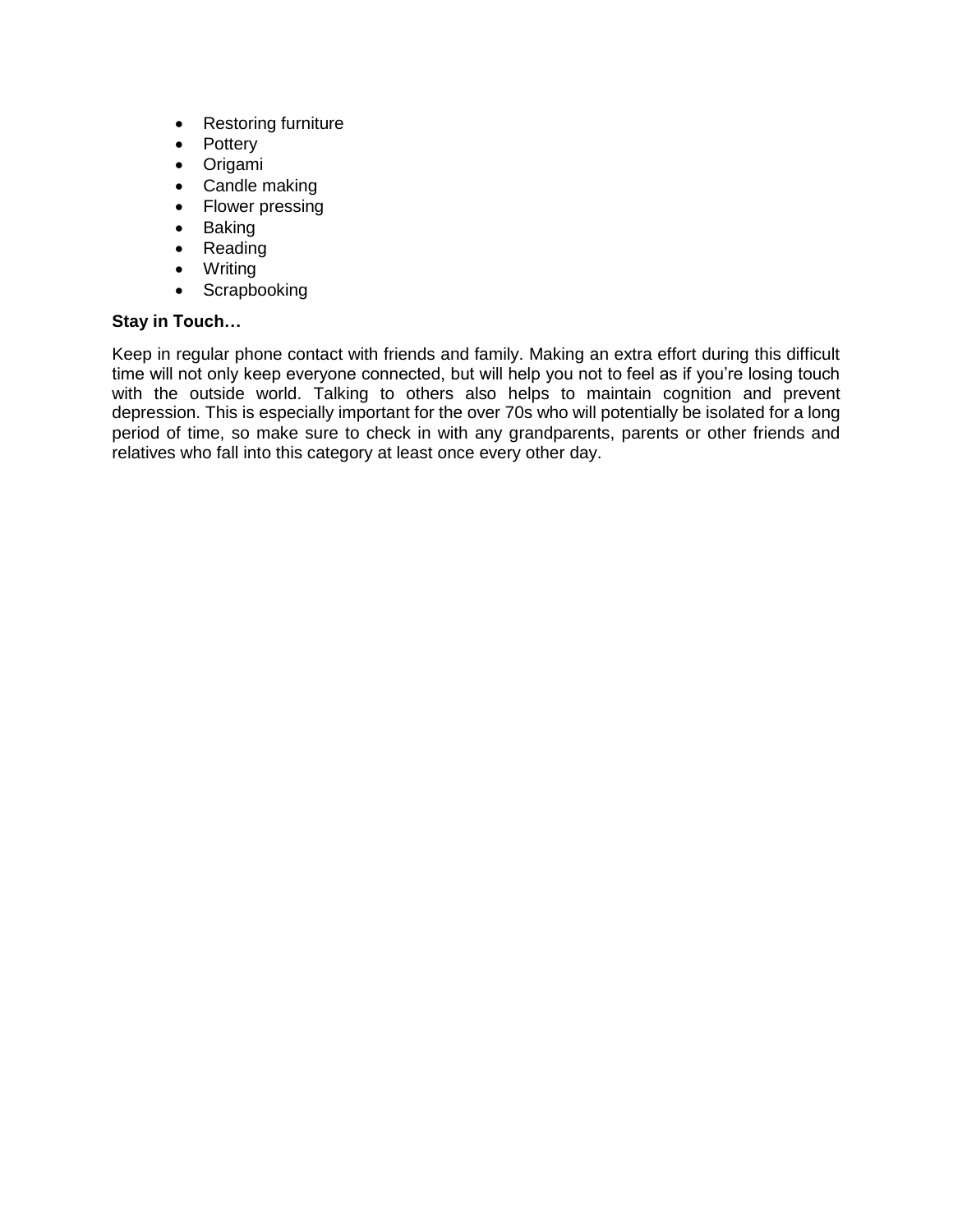- Restoring furniture
- Pottery
- Origami
- Candle making
- Flower pressing
- Baking
- Reading
- Writing
- Scrapbooking

**Stay in Touch…**

Keep in regular phone contact with friends and family. Making an extra effort during this difficult time will not only keep everyone connected, but will help you not to feel as if you're losing touch with the outside world. Talking to others also helps to maintain cognition and prevent depression. This is especially important for the over 70s who will potentially be isolated for a long period of time, so make sure to check in with any grandparents, parents or other friends and relatives who fall into this category at least once every other day.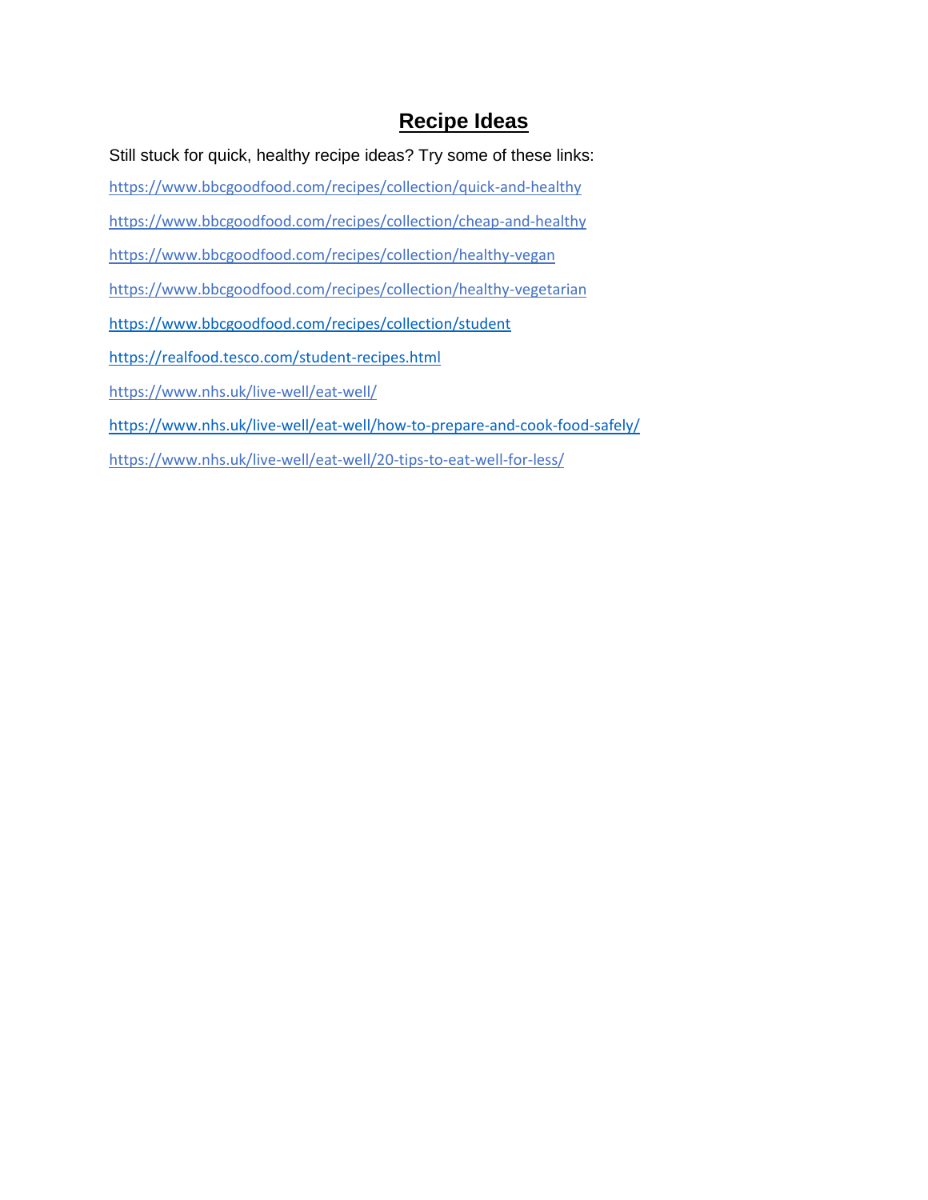# Recipe Ideas

Still stuck for quick, healthy recipe ideas? Try some of these links:

https://www.bbcgoodfood.com/recipes/collection/quick-and-healthy

https://www.bbcgoodfood.com/recipes/collection/cheap-and-healthy

https://www.bbcgoodfood.com/recipes/collection/healthy-vegan

https://www.bbcgoodfood.com/recipes/collection/healthy-vegetarian

https://www.bbcgoodfood.com/recipes/collection/student

https://realfood.tesco.com/student-recipes.html

https://www.nhs.uk/live-well/eat-well/

https://www.nhs.uk/live-well/eat-well/how-to-prepare-and-cook-food-safely/

https://www.nhs.uk/live-well/eat-well/20-tips-to-eat-well-for-less/